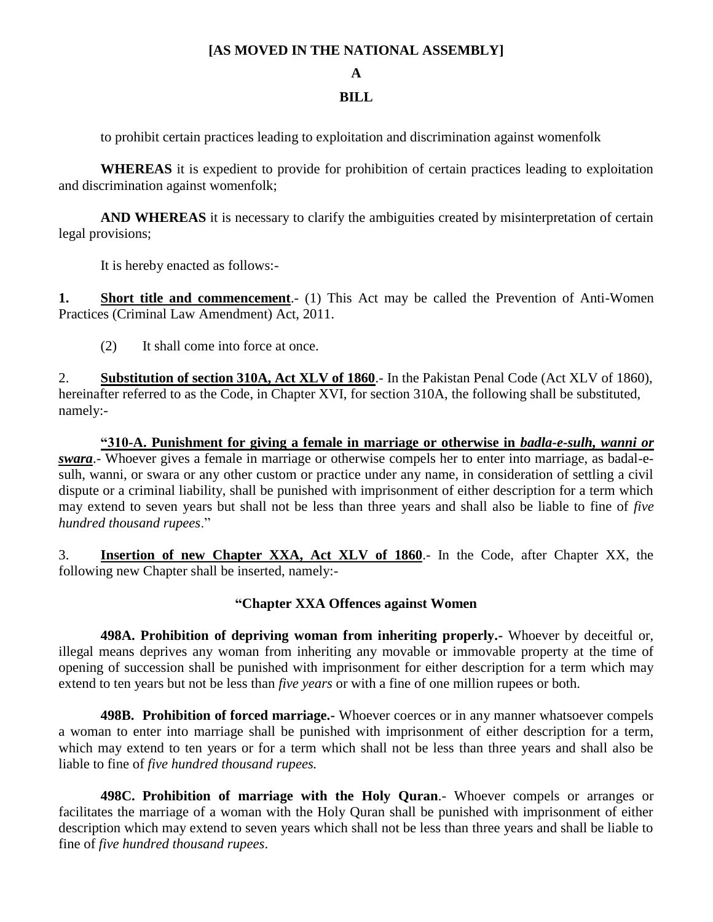**[AS MOVED IN THE NATIONAL ASSEMBLY]**

**A**

**BILL**

to prohibit certain practices leading to exploitation and discrimination against womenfolk

**WHEREAS** it is expedient to provide for prohibition of certain practices leading to exploitation and discrimination against womenfolk;

**AND WHEREAS** it is necessary to clarify the ambiguities created by misinterpretation of certain legal provisions;

It is hereby enacted as follows:-

**1. Short title and commencement**.- (1) This Act may be called the Prevention of Anti-Women Practices (Criminal Law Amendment) Act, 2011.

(2) It shall come into force at once.

2. **Substitution of section 310A, Act XLV of 1860**.- In the Pakistan Penal Code (Act XLV of 1860), hereinafter referred to as the Code, in Chapter XVI, for section 310A, the following shall be substituted, namely:-

**"310-A. Punishment for giving a female in marriage or otherwise in *badla-e-sulh, wanni or swara***.- Whoever gives a female in marriage or otherwise compels her to enter into marriage, as badal-e-sulh, wanni, or swara or any other custom or practice under any name, in consideration of settling a civil dispute or a criminal liability, shall be punished with imprisonment of either description for a term which may extend to seven years but shall not be less than three years and shall also be liable to fine of *five hundred thousand rupees*."

3. **Insertion of new Chapter XXA, Act XLV of 1860**.- In the Code, after Chapter XX, the following new Chapter shall be inserted, namely:-

**"Chapter XXA Offences against Women**

**498A. Prohibition of depriving woman from inheriting properly.-** Whoever by deceitful or, illegal means deprives any woman from inheriting any movable or immovable property at the time of opening of succession shall be punished with imprisonment for either description for a term which may extend to ten years but not be less than *five years* or with a fine of one million rupees or both.

**498B. Prohibition of forced marriage.-** Whoever coerces or in any manner whatsoever compels a woman to enter into marriage shall be punished with imprisonment of either description for a term, which may extend to ten years or for a term which shall not be less than three years and shall also be liable to fine of *five hundred thousand rupees.*

**498C. Prohibition of marriage with the Holy Quran**.- Whoever compels or arranges or facilitates the marriage of a woman with the Holy Quran shall be punished with imprisonment of either description which may extend to seven years which shall not be less than three years and shall be liable to fine of *five hundred thousand rupees*.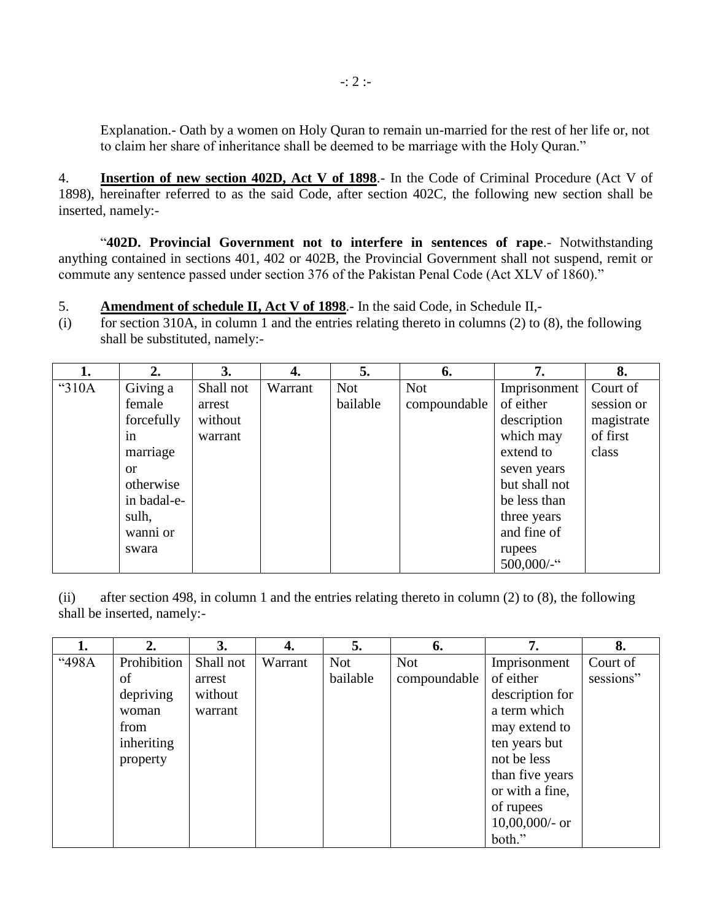Explanation.- Oath by a women on Holy Quran to remain un-married for the rest of her life or, not to claim her share of inheritance shall be deemed to be marriage with the Holy Quran."

4. **Insertion of new section 402D, Act V of 1898**.- In the Code of Criminal Procedure (Act V of 1898), hereinafter referred to as the said Code, after section 402C, the following new section shall be inserted, namely:-

"**402D. Provincial Government not to interfere in sentences of rape**.- Notwithstanding anything contained in sections 401, 402 or 402B, the Provincial Government shall not suspend, remit or commute any sentence passed under section 376 of the Pakistan Penal Code (Act XLV of 1860)."

5. **Amendment of schedule II, Act V of 1898**.- In the said Code, in Schedule II,-

(i) for section 310A, in column 1 and the entries relating thereto in columns (2) to (8), the following shall be substituted, namely:-

| 1. | 2. | 3. | 4. | 5. | 6. | 7. | 8. |
|---|---|---|---|---|---|---|---|
| "310A | Giving a female forcefully in marriage or otherwise in badal-e-sulh, wanni or swara | Shall not arrest without warrant | Warrant | Not bailable | Not compoundable | Imprisonment of either description which may extend to seven years but shall not be less than three years and fine of rupees 500,000/-" | Court of session or magistrate of first class |

(ii) after section 498, in column 1 and the entries relating thereto in column (2) to (8), the following shall be inserted, namely:-

| 1. | 2. | 3. | 4. | 5. | 6. | 7. | 8. |
|---|---|---|---|---|---|---|---|
| "498A | Prohibition of depriving woman from inheriting property | Shall not arrest without warrant | Warrant | Not bailable | Not compoundable | Imprisonment of either description for a term which may extend to ten years but not be less than five years or with a fine, of rupees 10,00,000/- or both." | Court of sessions" |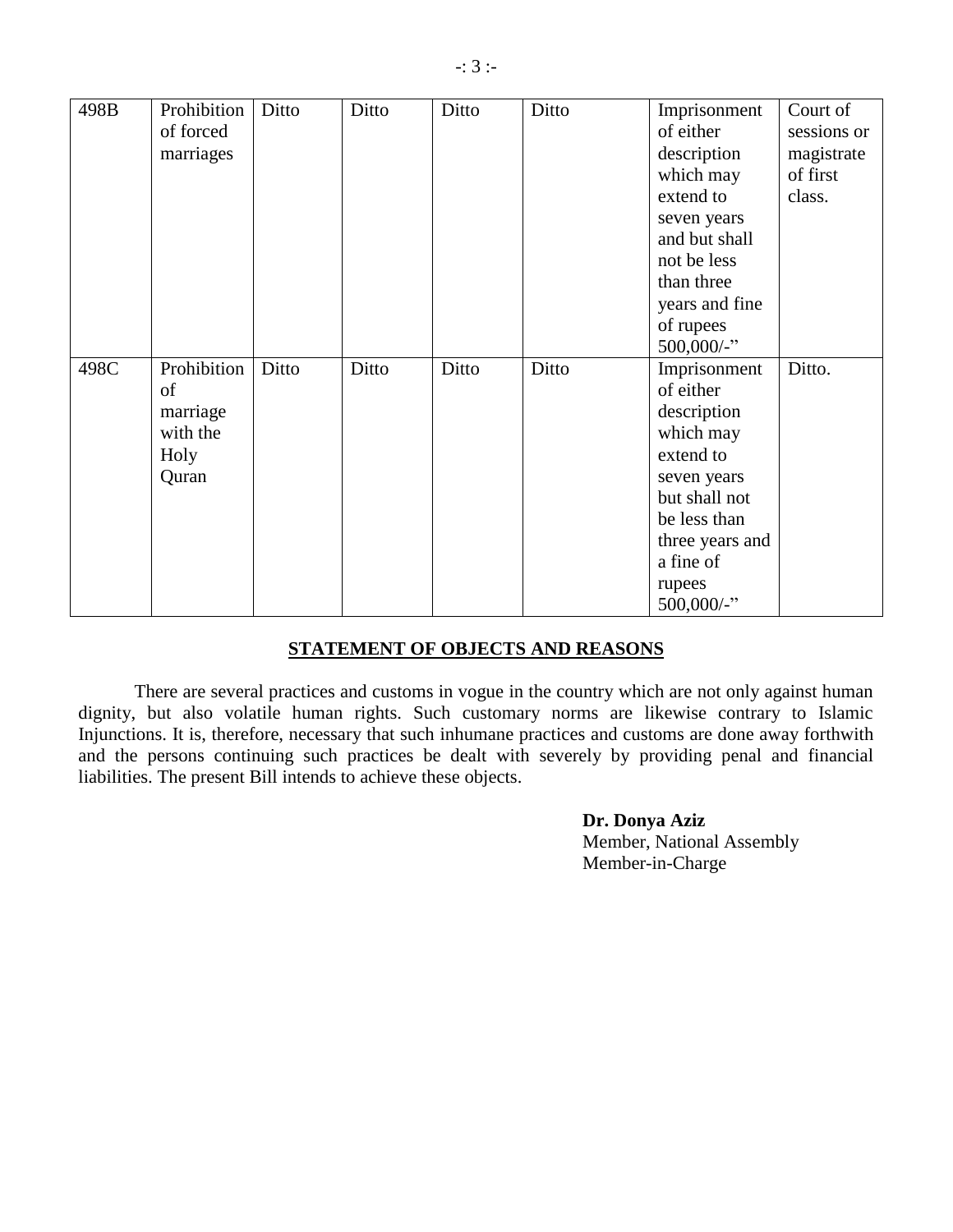| | | | | | | | |
|---|---|---|---|---|---|---|---|
| 498B | Prohibition of forced marriages | Ditto | Ditto | Ditto | Ditto | Imprisonment of either description which may extend to seven years and but shall not be less than three years and fine of rupees 500,000/-" | Court of sessions or magistrate of first class. |
| 498C | Prohibition of marriage with the Holy Quran | Ditto | Ditto | Ditto | Ditto | Imprisonment of either description which may extend to seven years but shall not be less than three years and a fine of rupees 500,000/-" | Ditto. |

## STATEMENT OF OBJECTS AND REASONS

There are several practices and customs in vogue in the country which are not only against human dignity, but also volatile human rights. Such customary norms are likewise contrary to Islamic Injunctions. It is, therefore, necessary that such inhumane practices and customs are done away forthwith and the persons continuing such practices be dealt with severely by providing penal and financial liabilities. The present Bill intends to achieve these objects.

**Dr. Donya Aziz**
Member, National Assembly
Member-in-Charge